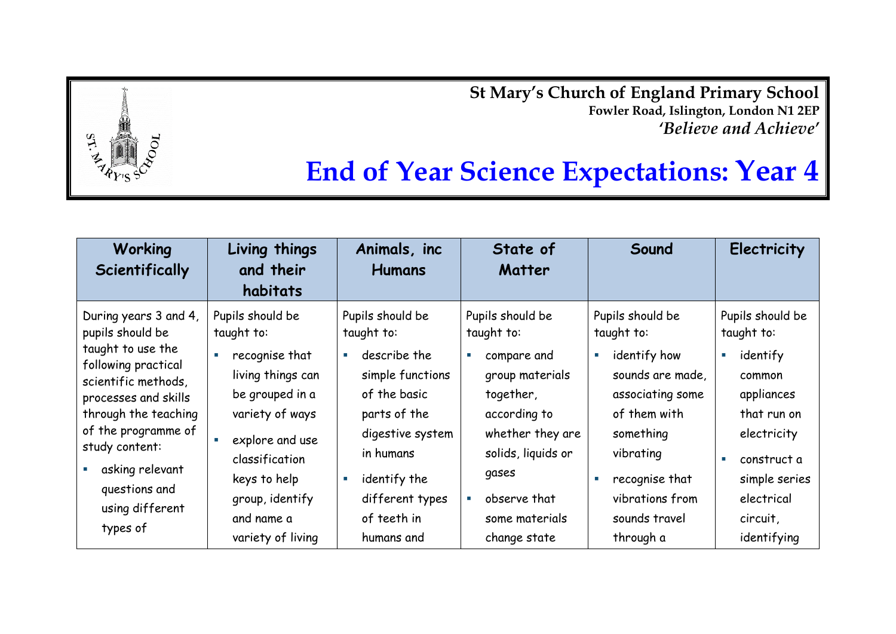**St Mary's Church of England Primary School**
**Fowler Road, Islington, London N1 2EP**
***'Believe and Achieve'***

# End of Year Science Expectations: Year 4

| Working Scientifically | Living things and their habitats | Animals, inc Humans | State of Matter | Sound | Electricity |
|---|---|---|---|---|---|
| During years 3 and 4, pupils should be taught to use the following practical scientific methods, processes and skills through the teaching of the programme of study content:<br>▪ asking relevant questions and using different types of | Pupils should be taught to:<br>▪ recognise that living things can be grouped in a variety of ways<br>▪ explore and use classification keys to help group, identify and name a variety of living | Pupils should be taught to:<br>▪ describe the simple functions of the basic parts of the digestive system in humans<br>▪ identify the different types of teeth in humans and | Pupils should be taught to:<br>▪ compare and group materials together, according to whether they are solids, liquids or gases<br>▪ observe that some materials change state | Pupils should be taught to:<br>▪ identify how sounds are made, associating some of them with something vibrating<br>▪ recognise that vibrations from sounds travel through a | Pupils should be taught to:<br>▪ identify common appliances that run on electricity<br>▪ construct a simple series electrical circuit, identifying |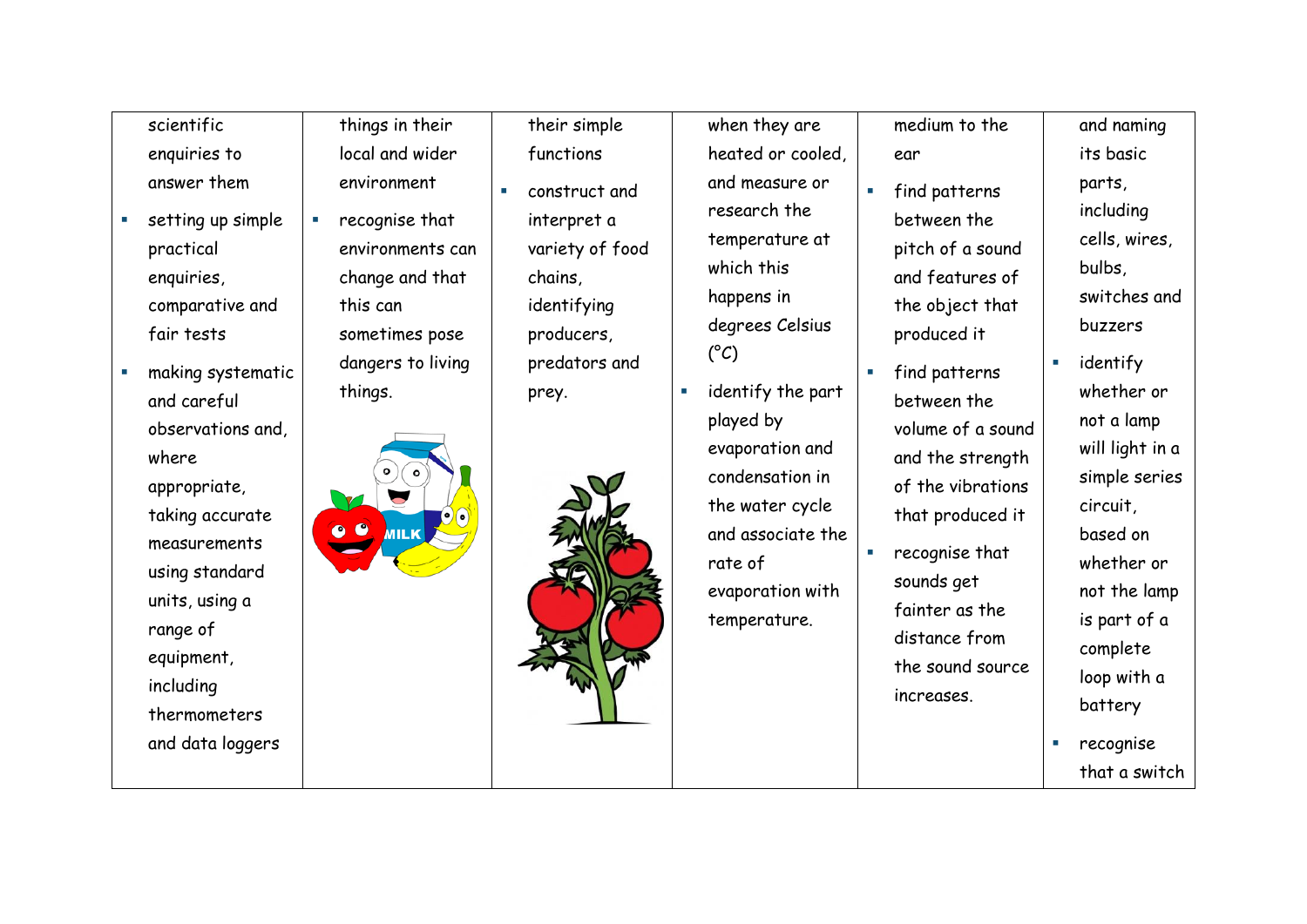| | | | | | |
|---|---|---|---|---|---|
| scientific enquiries to answer them<br>▪ setting up simple practical enquiries, comparative and fair tests<br>▪ making systematic and careful observations and, where appropriate, taking accurate measurements using standard units, using a range of equipment, including thermometers and data loggers | things in their local and wider environment<br>▪ recognise that environments can change and that this can sometimes pose dangers to living things. | their simple functions<br>▪ construct and interpret a variety of food chains, identifying producers, predators and prey. | when they are heated or cooled, and measure or research the temperature at which this happens in degrees Celsius (°C)<br>▪ identify the part played by evaporation and condensation in the water cycle and associate the rate of evaporation with temperature. | medium to the ear<br>▪ find patterns between the pitch of a sound and features of the object that produced it<br>▪ find patterns between the volume of a sound and the strength of the vibrations that produced it<br>▪ recognise that sounds get fainter as the distance from the sound source increases. | and naming its basic parts, including cells, wires, bulbs, switches and buzzers<br>▪ identify whether or not a lamp will light in a simple series circuit, based on whether or not the lamp is part of a complete loop with a battery<br>▪ recognise that a switch |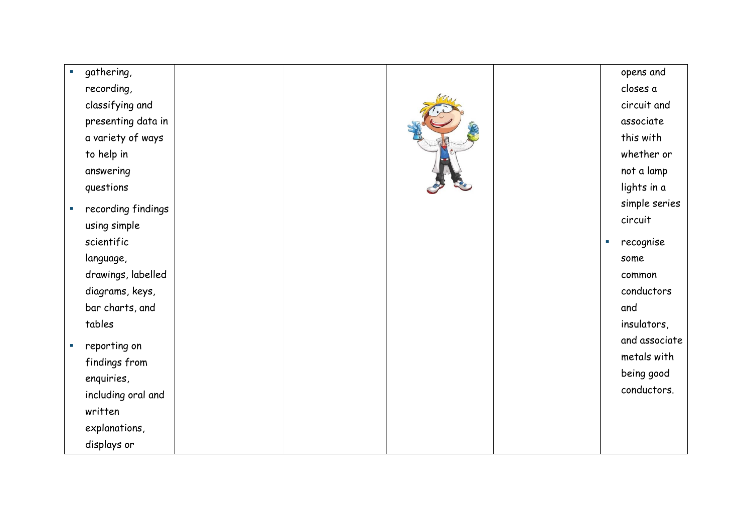| | | | | | |
|---|---|---|---|---|---|
| ▪ gathering, recording, classifying and presenting data in a variety of ways to help in answering questions<br>▪ recording findings using simple scientific language, drawings, labelled diagrams, keys, bar charts, and tables<br>▪ reporting on findings from enquiries, including oral and written explanations, displays or | | | | | opens and closes a circuit and associate this with whether or not a lamp lights in a simple series circuit<br>▪ recognise some common conductors and insulators, and associate metals with being good conductors. |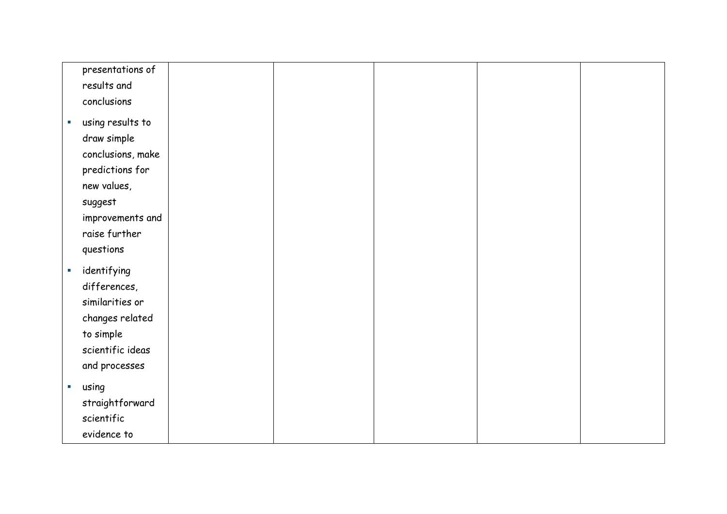| | | | | | |
|---|---|---|---|---|---|
| presentations of results and conclusions<br>▪ using results to draw simple conclusions, make predictions for new values, suggest improvements and raise further questions<br>▪ identifying differences, similarities or changes related to simple scientific ideas and processes<br>▪ using straightforward scientific evidence to | | | | | |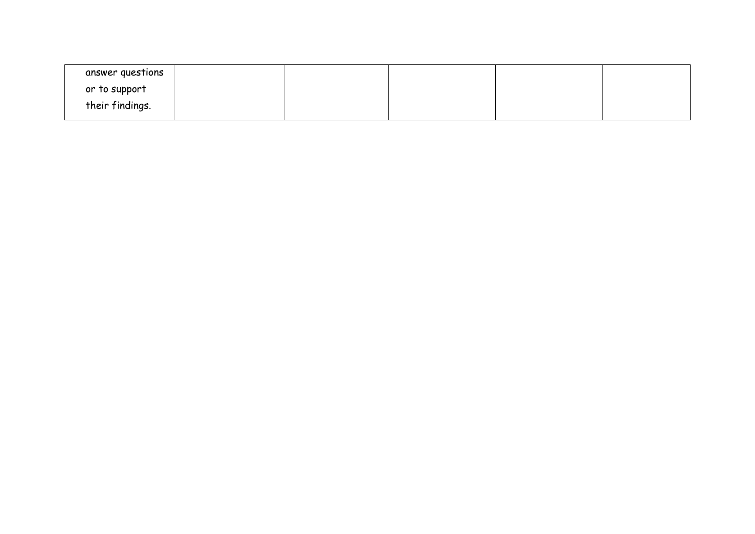| | | | | | |
|---|---|---|---|---|---|
| answer questions or to support their findings. | | | | | |